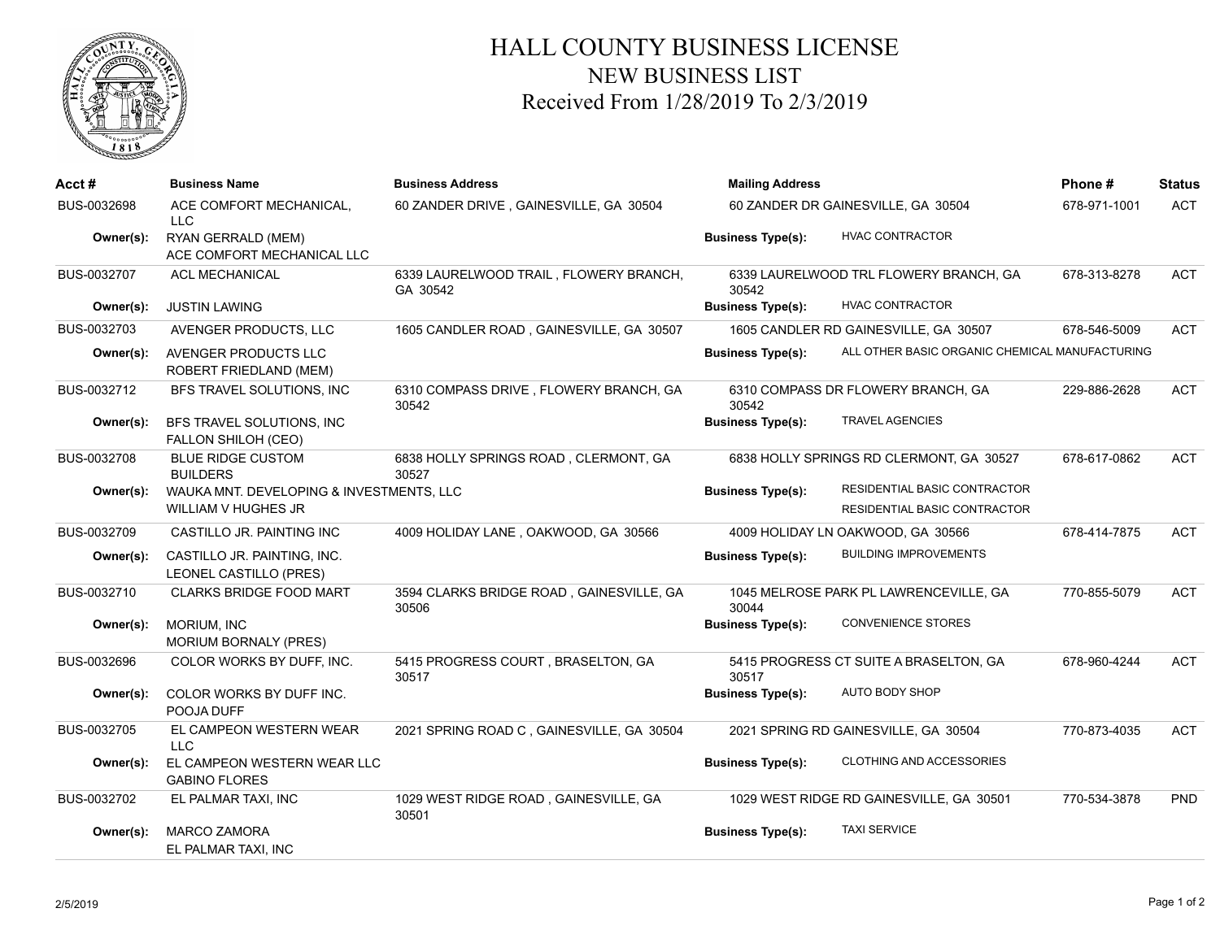# HALL COUNTY BUSINESS LICENSE
## NEW BUSINESS LIST
## Received From 1/28/2019 To 2/3/2019

| Acct # | Business Name | Business Address | Mailing Address | Phone # | Status |
|---|---|---|---|---|---|
| BUS-0032698 | ACE COMFORT MECHANICAL, LLC | 60 ZANDER DRIVE , GAINESVILLE, GA 30504 | 60 ZANDER DR GAINESVILLE, GA 30504 | 678-971-1001 | ACT |
| Owner(s): | RYAN GERRALD (MEM)<br>ACE COMFORT MECHANICAL LLC | | Business Type(s): HVAC CONTRACTOR | | |
| BUS-0032707 | ACL MECHANICAL | 6339 LAURELWOOD TRAIL , FLOWERY BRANCH, GA 30542 | 6339 LAURELWOOD TRL FLOWERY BRANCH, GA 30542 | 678-313-8278 | ACT |
| Owner(s): | JUSTIN LAWING | | Business Type(s): HVAC CONTRACTOR | | |
| BUS-0032703 | AVENGER PRODUCTS, LLC | 1605 CANDLER ROAD , GAINESVILLE, GA 30507 | 1605 CANDLER RD GAINESVILLE, GA 30507 | 678-546-5009 | ACT |
| Owner(s): | AVENGER PRODUCTS LLC<br>ROBERT FRIEDLAND (MEM) | | Business Type(s): ALL OTHER BASIC ORGANIC CHEMICAL MANUFACTURING | | |
| BUS-0032712 | BFS TRAVEL SOLUTIONS, INC | 6310 COMPASS DRIVE , FLOWERY BRANCH, GA 30542 | 6310 COMPASS DR FLOWERY BRANCH, GA 30542 | 229-886-2628 | ACT |
| Owner(s): | BFS TRAVEL SOLUTIONS, INC<br>FALLON SHILOH (CEO) | | Business Type(s): TRAVEL AGENCIES | | |
| BUS-0032708 | BLUE RIDGE CUSTOM BUILDERS | 6838 HOLLY SPRINGS ROAD , CLERMONT, GA 30527 | 6838 HOLLY SPRINGS RD CLERMONT, GA 30527 | 678-617-0862 | ACT |
| Owner(s): | WAUKA MNT. DEVELOPING & INVESTMENTS, LLC<br>WILLIAM V HUGHES JR | | Business Type(s): RESIDENTIAL BASIC CONTRACTOR<br>RESIDENTIAL BASIC CONTRACTOR | | |
| BUS-0032709 | CASTILLO JR. PAINTING INC | 4009 HOLIDAY LANE , OAKWOOD, GA 30566 | 4009 HOLIDAY LN OAKWOOD, GA 30566 | 678-414-7875 | ACT |
| Owner(s): | CASTILLO JR. PAINTING, INC.<br>LEONEL CASTILLO (PRES) | | Business Type(s): BUILDING IMPROVEMENTS | | |
| BUS-0032710 | CLARKS BRIDGE FOOD MART | 3594 CLARKS BRIDGE ROAD , GAINESVILLE, GA 30506 | 1045 MELROSE PARK PL LAWRENCEVILLE, GA 30044 | 770-855-5079 | ACT |
| Owner(s): | MORIUM, INC<br>MORIUM BORNALY (PRES) | | Business Type(s): CONVENIENCE STORES | | |
| BUS-0032696 | COLOR WORKS BY DUFF, INC. | 5415 PROGRESS COURT , BRASELTON, GA 30517 | 5415 PROGRESS CT SUITE A BRASELTON, GA 30517 | 678-960-4244 | ACT |
| Owner(s): | COLOR WORKS BY DUFF INC.<br>POOJA DUFF | | Business Type(s): AUTO BODY SHOP | | |
| BUS-0032705 | EL CAMPEON WESTERN WEAR LLC | 2021 SPRING ROAD C , GAINESVILLE, GA 30504 | 2021 SPRING RD GAINESVILLE, GA 30504 | 770-873-4035 | ACT |
| Owner(s): | EL CAMPEON WESTERN WEAR LLC<br>GABINO FLORES | | Business Type(s): CLOTHING AND ACCESSORIES | | |
| BUS-0032702 | EL PALMAR TAXI, INC | 1029 WEST RIDGE ROAD , GAINESVILLE, GA 30501 | 1029 WEST RIDGE RD GAINESVILLE, GA 30501 | 770-534-3878 | PND |
| Owner(s): | MARCO ZAMORA<br>EL PALMAR TAXI, INC | | Business Type(s): TAXI SERVICE | | |

2/5/2019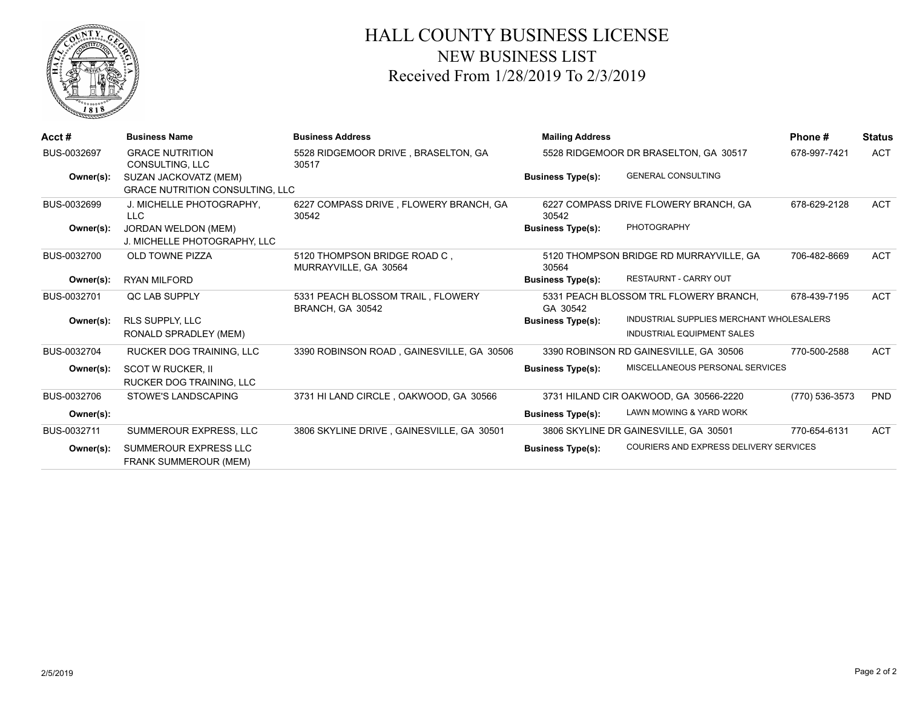# HALL COUNTY BUSINESS LICENSE
## NEW BUSINESS LIST
## Received From 1/28/2019 To 2/3/2019

| Acct # | Business Name | Business Address | Mailing Address | | Phone # | Status |
|---|---|---|---|---|---|---|
| BUS-0032697 | GRACE NUTRITION CONSULTING, LLC | 5528 RIDGEMOOR DRIVE , BRASELTON, GA 30517 | 5528 RIDGEMOOR DR BRASELTON, GA 30517 | | 678-997-7421 | ACT |
| Owner(s): | SUZAN JACKOVATZ (MEM)<br>GRACE NUTRITION CONSULTING, LLC | | Business Type(s): | GENERAL CONSULTING | | |
| BUS-0032699 | J. MICHELLE PHOTOGRAPHY, LLC | 6227 COMPASS DRIVE , FLOWERY BRANCH, GA 30542 | 6227 COMPASS DRIVE FLOWERY BRANCH, GA 30542 | | 678-629-2128 | ACT |
| Owner(s): | JORDAN WELDON (MEM)<br>J. MICHELLE PHOTOGRAPHY, LLC | | Business Type(s): | PHOTOGRAPHY | | |
| BUS-0032700 | OLD TOWNE PIZZA | 5120 THOMPSON BRIDGE ROAD C , MURRAYVILLE, GA 30564 | 5120 THOMPSON BRIDGE RD MURRAYVILLE, GA 30564 | | 706-482-8669 | ACT |
| Owner(s): | RYAN MILFORD | | Business Type(s): | RESTAURNT - CARRY OUT | | |
| BUS-0032701 | QC LAB SUPPLY | 5331 PEACH BLOSSOM TRAIL , FLOWERY BRANCH, GA 30542 | 5331 PEACH BLOSSOM TRL FLOWERY BRANCH, GA 30542 | | 678-439-7195 | ACT |
| Owner(s): | RLS SUPPLY, LLC<br>RONALD SPRADLEY (MEM) | | Business Type(s): | INDUSTRIAL SUPPLIES MERCHANT WHOLESALERS<br>INDUSTRIAL EQUIPMENT SALES | | |
| BUS-0032704 | RUCKER DOG TRAINING, LLC | 3390 ROBINSON ROAD , GAINESVILLE, GA 30506 | 3390 ROBINSON RD GAINESVILLE, GA 30506 | | 770-500-2588 | ACT |
| Owner(s): | SCOT W RUCKER, II<br>RUCKER DOG TRAINING, LLC | | Business Type(s): | MISCELLANEOUS PERSONAL SERVICES | | |
| BUS-0032706 | STOWE'S LANDSCAPING | 3731 HI LAND CIRCLE , OAKWOOD, GA 30566 | 3731 HILAND CIR OAKWOOD, GA 30566-2220 | | (770) 536-3573 | PND |
| Owner(s): | | | Business Type(s): | LAWN MOWING & YARD WORK | | |
| BUS-0032711 | SUMMEROUR EXPRESS, LLC | 3806 SKYLINE DRIVE , GAINESVILLE, GA 30501 | 3806 SKYLINE DR GAINESVILLE, GA 30501 | | 770-654-6131 | ACT |
| Owner(s): | SUMMEROUR EXPRESS LLC<br>FRANK SUMMEROUR (MEM) | | Business Type(s): | COURIERS AND EXPRESS DELIVERY SERVICES | | |